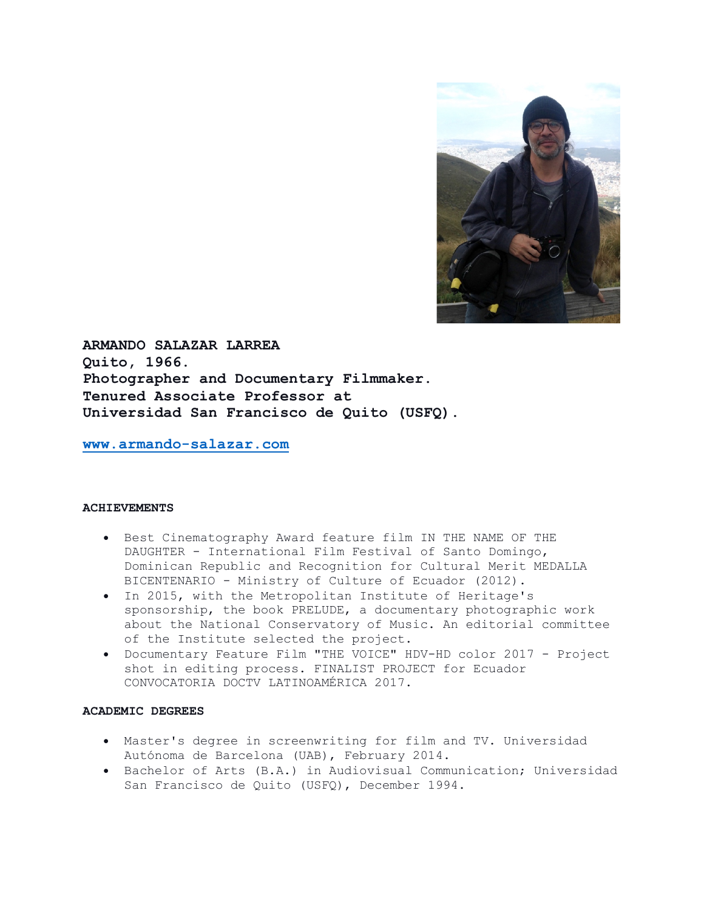**ARMANDO SALAZAR LARREA**
**Quito, 1966.**
**Photographer and Documentary Filmmaker.**
**Tenured Associate Professor at**
**Universidad San Francisco de Quito (USFQ).**

**www.armando-salazar.com**

## ACHIEVEMENTS

- Best Cinematography Award feature film IN THE NAME OF THE DAUGHTER - International Film Festival of Santo Domingo, Dominican Republic and Recognition for Cultural Merit MEDALLA BICENTENARIO - Ministry of Culture of Ecuador (2012).
- In 2015, with the Metropolitan Institute of Heritage's sponsorship, the book PRELUDE, a documentary photographic work about the National Conservatory of Music. An editorial committee of the Institute selected the project.
- Documentary Feature Film "THE VOICE" HDV-HD color 2017 - Project shot in editing process. FINALIST PROJECT for Ecuador CONVOCATORIA DOCTV LATINOAMÉRICA 2017.

## ACADEMIC DEGREES

- Master's degree in screenwriting for film and TV. Universidad Autónoma de Barcelona (UAB), February 2014.
- Bachelor of Arts (B.A.) in Audiovisual Communication; Universidad San Francisco de Quito (USFQ), December 1994.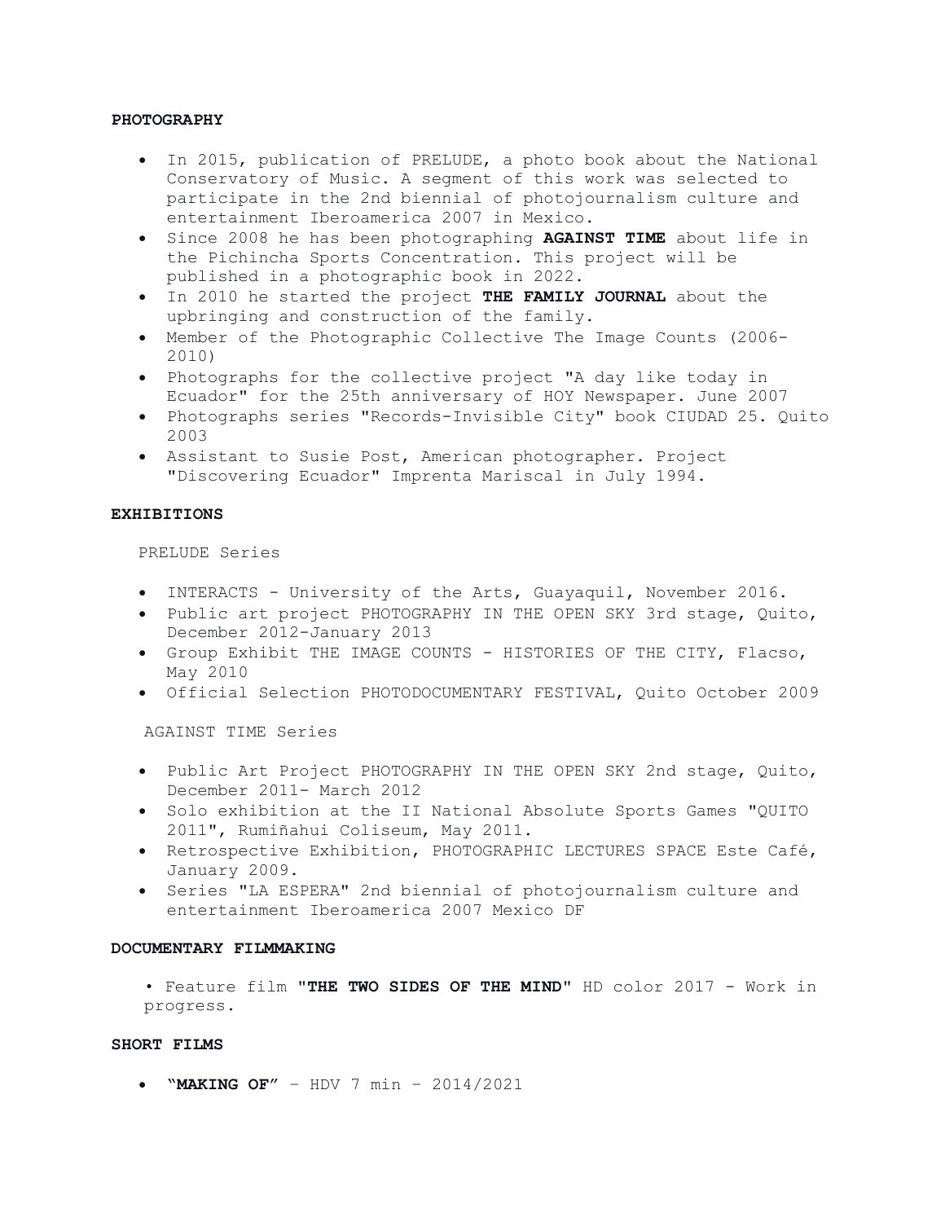## PHOTOGRAPHY

- In 2015, publication of PRELUDE, a photo book about the National Conservatory of Music. A segment of this work was selected to participate in the 2nd biennial of photojournalism culture and entertainment Iberoamerica 2007 in Mexico.
- Since 2008 he has been photographing **AGAINST TIME** about life in the Pichincha Sports Concentration. This project will be published in a photographic book in 2022.
- In 2010 he started the project **THE FAMILY JOURNAL** about the upbringing and construction of the family.
- Member of the Photographic Collective The Image Counts (2006-2010)
- Photographs for the collective project "A day like today in Ecuador" for the 25th anniversary of HOY Newspaper. June 2007
- Photographs series "Records-Invisible City" book CIUDAD 25. Quito 2003
- Assistant to Susie Post, American photographer. Project "Discovering Ecuador" Imprenta Mariscal in July 1994.

## EXHIBITIONS

PRELUDE Series

- INTERACTS - University of the Arts, Guayaquil, November 2016.
- Public art project PHOTOGRAPHY IN THE OPEN SKY 3rd stage, Quito, December 2012-January 2013
- Group Exhibit THE IMAGE COUNTS - HISTORIES OF THE CITY, Flacso, May 2010
- Official Selection PHOTODOCUMENTARY FESTIVAL, Quito October 2009

AGAINST TIME Series

- Public Art Project PHOTOGRAPHY IN THE OPEN SKY 2nd stage, Quito, December 2011- March 2012
- Solo exhibition at the II National Absolute Sports Games "QUITO 2011", Rumiñahui Coliseum, May 2011.
- Retrospective Exhibition, PHOTOGRAPHIC LECTURES SPACE Este Café, January 2009.
- Series "LA ESPERA" 2nd biennial of photojournalism culture and entertainment Iberoamerica 2007 Mexico DF

## DOCUMENTARY FILMMAKING

- Feature film "**THE TWO SIDES OF THE MIND**" HD color 2017 - Work in progress.

## SHORT FILMS

- **"MAKING OF"** – HDV 7 min – 2014/2021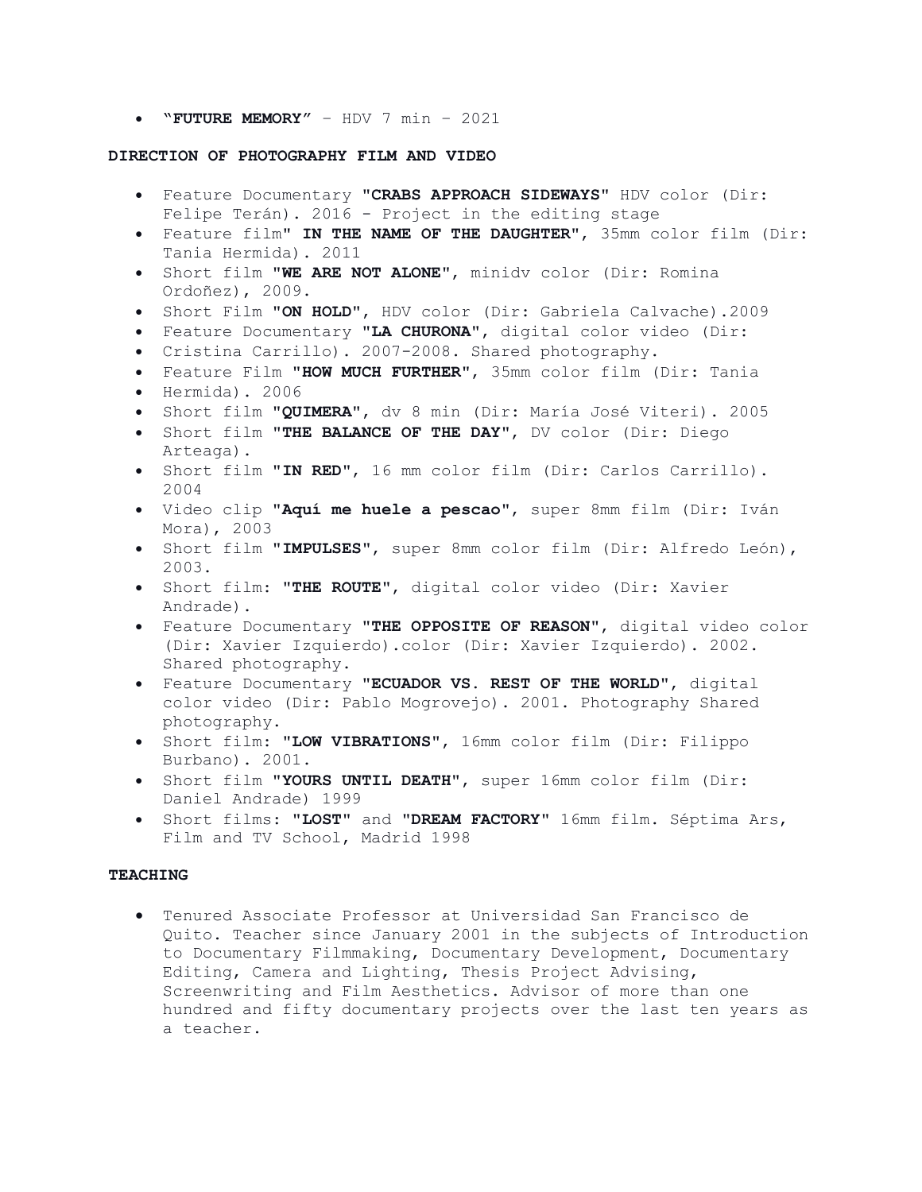- **"FUTURE MEMORY"** – HDV 7 min – 2021

**DIRECTION OF PHOTOGRAPHY FILM AND VIDEO**

- Feature Documentary **"CRABS APPROACH SIDEWAYS"** HDV color (Dir: Felipe Terán). 2016 - Project in the editing stage
- Feature film" **IN THE NAME OF THE DAUGHTER"**, 35mm color film (Dir: Tania Hermida). 2011
- Short film **"WE ARE NOT ALONE"**, minidv color (Dir: Romina Ordoñez), 2009.
- Short Film **"ON HOLD"**, HDV color (Dir: Gabriela Calvache).2009
- Feature Documentary **"LA CHURONA"**, digital color video (Dir:
- Cristina Carrillo). 2007-2008. Shared photography.
- Feature Film **"HOW MUCH FURTHER"**, 35mm color film (Dir: Tania
- Hermida). 2006
- Short film **"QUIMERA"**, dv 8 min (Dir: María José Viteri). 2005
- Short film **"THE BALANCE OF THE DAY"**, DV color (Dir: Diego Arteaga).
- Short film **"IN RED"**, 16 mm color film (Dir: Carlos Carrillo). 2004
- Video clip **"Aquí me huele a pescao"**, super 8mm film (Dir: Iván Mora), 2003
- Short film **"IMPULSES"**, super 8mm color film (Dir: Alfredo León), 2003.
- Short film: **"THE ROUTE"**, digital color video (Dir: Xavier Andrade).
- Feature Documentary **"THE OPPOSITE OF REASON"**, digital video color (Dir: Xavier Izquierdo).color (Dir: Xavier Izquierdo). 2002. Shared photography.
- Feature Documentary **"ECUADOR VS. REST OF THE WORLD"**, digital color video (Dir: Pablo Mogrovejo). 2001. Photography Shared photography.
- Short film: **"LOW VIBRATIONS"**, 16mm color film (Dir: Filippo Burbano). 2001.
- Short film **"YOURS UNTIL DEATH"**, super 16mm color film (Dir: Daniel Andrade) 1999
- Short films: **"LOST"** and **"DREAM FACTORY"** 16mm film. Séptima Ars, Film and TV School, Madrid 1998

**TEACHING**

- Tenured Associate Professor at Universidad San Francisco de Quito. Teacher since January 2001 in the subjects of Introduction to Documentary Filmmaking, Documentary Development, Documentary Editing, Camera and Lighting, Thesis Project Advising, Screenwriting and Film Aesthetics. Advisor of more than one hundred and fifty documentary projects over the last ten years as a teacher.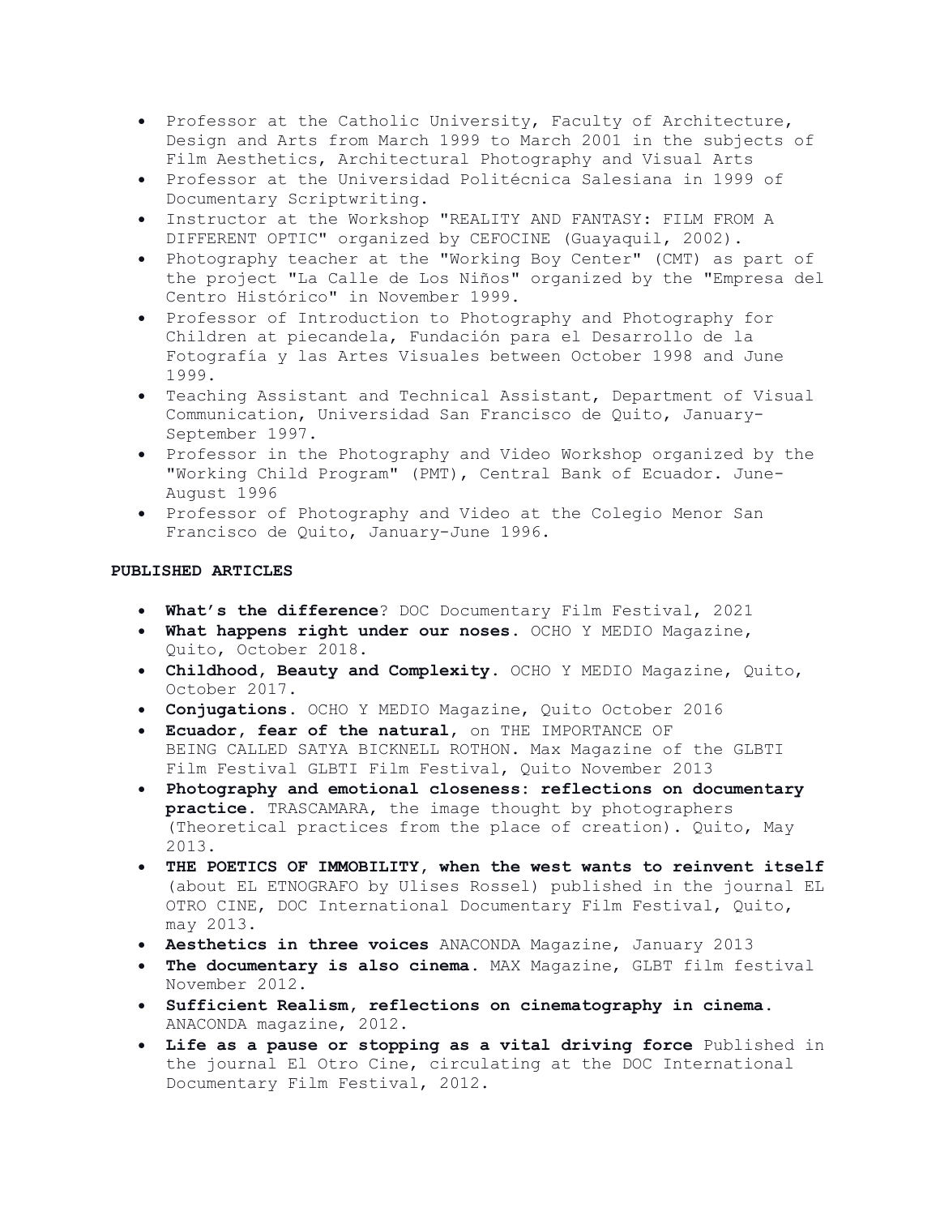- Professor at the Catholic University, Faculty of Architecture, Design and Arts from March 1999 to March 2001 in the subjects of Film Aesthetics, Architectural Photography and Visual Arts
- Professor at the Universidad Politécnica Salesiana in 1999 of Documentary Scriptwriting.
- Instructor at the Workshop "REALITY AND FANTASY: FILM FROM A DIFFERENT OPTIC" organized by CEFOCINE (Guayaquil, 2002).
- Photography teacher at the "Working Boy Center" (CMT) as part of the project "La Calle de Los Niños" organized by the "Empresa del Centro Histórico" in November 1999.
- Professor of Introduction to Photography and Photography for Children at piecandela, Fundación para el Desarrollo de la Fotografía y las Artes Visuales between October 1998 and June 1999.
- Teaching Assistant and Technical Assistant, Department of Visual Communication, Universidad San Francisco de Quito, January-September 1997.
- Professor in the Photography and Video Workshop organized by the "Working Child Program" (PMT), Central Bank of Ecuador. June-August 1996
- Professor of Photography and Video at the Colegio Menor San Francisco de Quito, January-June 1996.

**PUBLISHED ARTICLES**

- **What's the difference**? DOC Documentary Film Festival, 2021
- **What happens right under our noses.** OCHO Y MEDIO Magazine, Quito, October 2018.
- **Childhood, Beauty and Complexity.** OCHO Y MEDIO Magazine, Quito, October 2017.
- **Conjugations.** OCHO Y MEDIO Magazine, Quito October 2016
- **Ecuador, fear of the natural,** on THE IMPORTANCE OF BEING CALLED SATYA BICKNELL ROTHON. Max Magazine of the GLBTI Film Festival GLBTI Film Festival, Quito November 2013
- **Photography and emotional closeness: reflections on documentary practice.** TRASCAMARA, the image thought by photographers (Theoretical practices from the place of creation). Quito, May 2013.
- **THE POETICS OF IMMOBILITY, when the west wants to reinvent itself** (about EL ETNOGRAFO by Ulises Rossel) published in the journal EL OTRO CINE, DOC International Documentary Film Festival, Quito, may 2013.
- **Aesthetics in three voices** ANACONDA Magazine, January 2013
- **The documentary is also cinema.** MAX Magazine, GLBT film festival November 2012.
- **Sufficient Realism, reflections on cinematography in cinema.** ANACONDA magazine, 2012.
- **Life as a pause or stopping as a vital driving force** Published in the journal El Otro Cine, circulating at the DOC International Documentary Film Festival, 2012.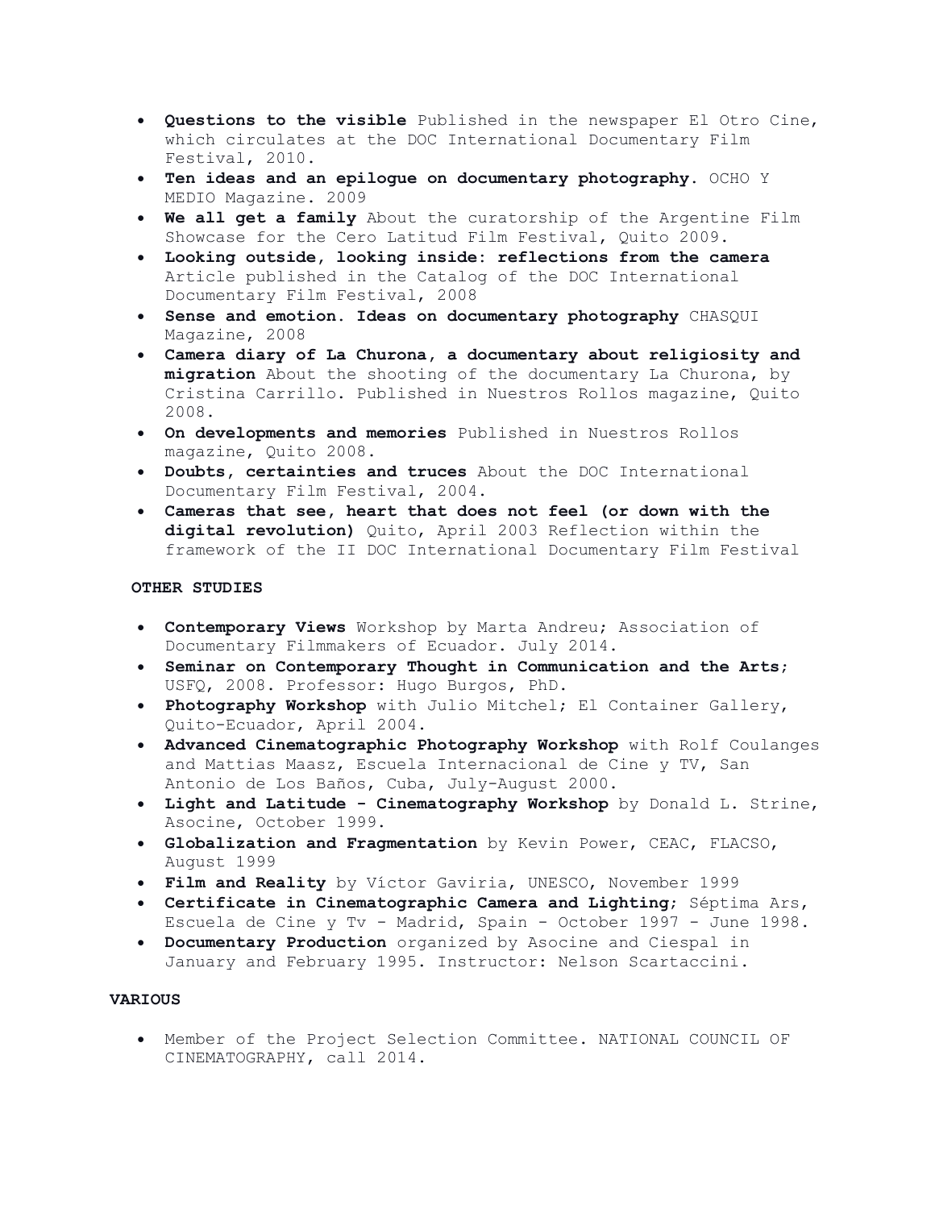- **Questions to the visible** Published in the newspaper El Otro Cine, which circulates at the DOC International Documentary Film Festival, 2010.
- **Ten ideas and an epilogue on documentary photography.** OCHO Y MEDIO Magazine. 2009
- **We all get a family** About the curatorship of the Argentine Film Showcase for the Cero Latitud Film Festival, Quito 2009.
- **Looking outside, looking inside: reflections from the camera** Article published in the Catalog of the DOC International Documentary Film Festival, 2008
- **Sense and emotion. Ideas on documentary photography** CHASQUI Magazine, 2008
- **Camera diary of La Churona, a documentary about religiosity and migration** About the shooting of the documentary La Churona, by Cristina Carrillo. Published in Nuestros Rollos magazine, Quito 2008.
- **On developments and memories** Published in Nuestros Rollos magazine, Quito 2008.
- **Doubts, certainties and truces** About the DOC International Documentary Film Festival, 2004.
- **Cameras that see, heart that does not feel (or down with the digital revolution)** Quito, April 2003 Reflection within the framework of the II DOC International Documentary Film Festival

**OTHER STUDIES**

- **Contemporary Views** Workshop by Marta Andreu; Association of Documentary Filmmakers of Ecuador. July 2014.
- **Seminar on Contemporary Thought in Communication and the Arts**; USFQ, 2008. Professor: Hugo Burgos, PhD.
- **Photography Workshop** with Julio Mitchel; El Container Gallery, Quito-Ecuador, April 2004.
- **Advanced Cinematographic Photography Workshop** with Rolf Coulanges and Mattias Maasz, Escuela Internacional de Cine y TV, San Antonio de Los Baños, Cuba, July-August 2000.
- **Light and Latitude - Cinematography Workshop** by Donald L. Strine, Asocine, October 1999.
- **Globalization and Fragmentation** by Kevin Power, CEAC, FLACSO, August 1999
- **Film and Reality** by Víctor Gaviria, UNESCO, November 1999
- **Certificate in Cinematographic Camera and Lighting**; Séptima Ars, Escuela de Cine y Tv - Madrid, Spain - October 1997 - June 1998.
- **Documentary Production** organized by Asocine and Ciespal in January and February 1995. Instructor: Nelson Scartaccini.

**VARIOUS**

- Member of the Project Selection Committee. NATIONAL COUNCIL OF CINEMATOGRAPHY, call 2014.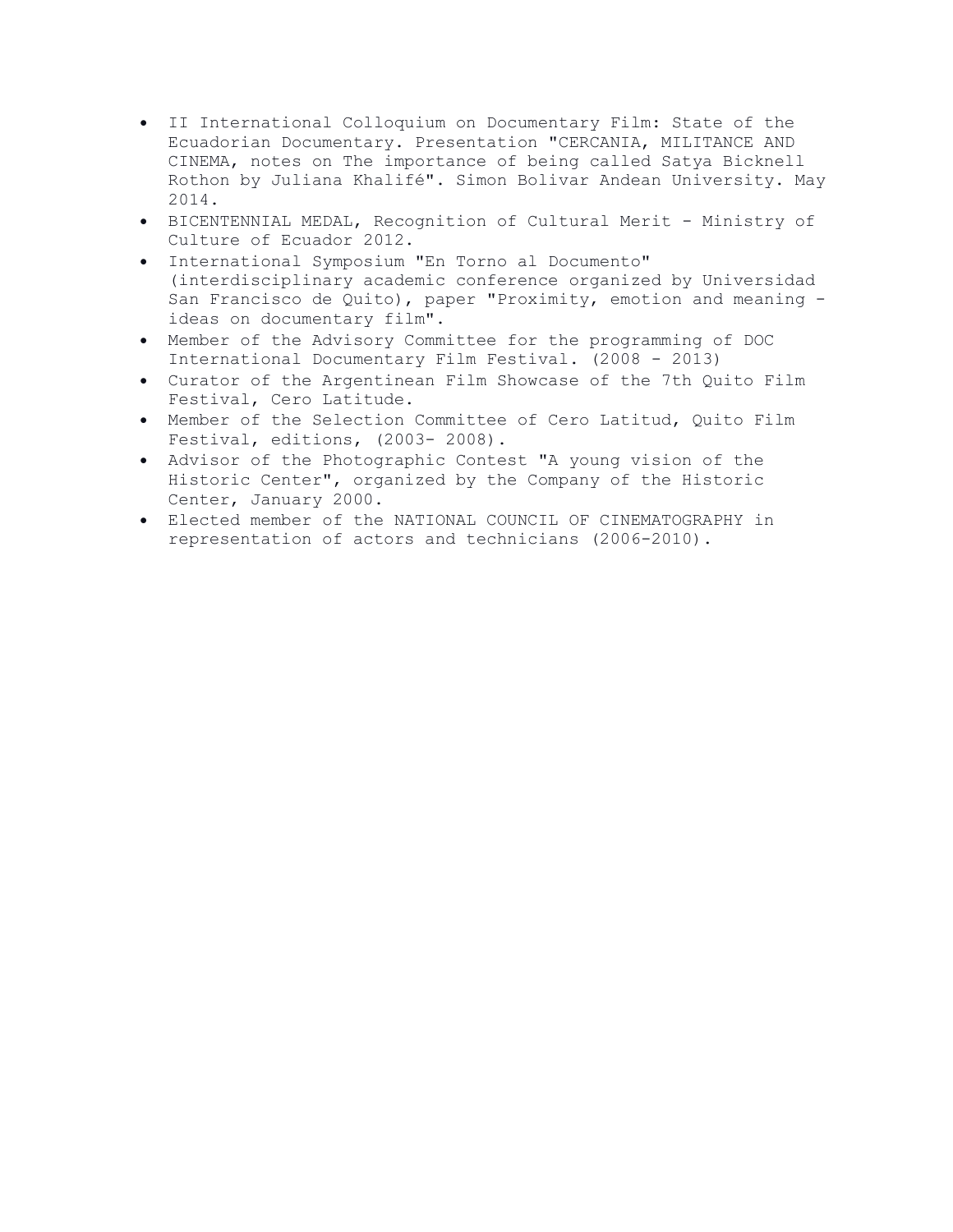- II International Colloquium on Documentary Film: State of the Ecuadorian Documentary. Presentation "CERCANIA, MILITANCE AND CINEMA, notes on The importance of being called Satya Bicknell Rothon by Juliana Khalifé". Simon Bolivar Andean University. May 2014.
- BICENTENNIAL MEDAL, Recognition of Cultural Merit - Ministry of Culture of Ecuador 2012.
- International Symposium "En Torno al Documento" (interdisciplinary academic conference organized by Universidad San Francisco de Quito), paper "Proximity, emotion and meaning - ideas on documentary film".
- Member of the Advisory Committee for the programming of DOC International Documentary Film Festival. (2008 - 2013)
- Curator of the Argentinean Film Showcase of the 7th Quito Film Festival, Cero Latitude.
- Member of the Selection Committee of Cero Latitud, Quito Film Festival, editions, (2003- 2008).
- Advisor of the Photographic Contest "A young vision of the Historic Center", organized by the Company of the Historic Center, January 2000.
- Elected member of the NATIONAL COUNCIL OF CINEMATOGRAPHY in representation of actors and technicians (2006-2010).